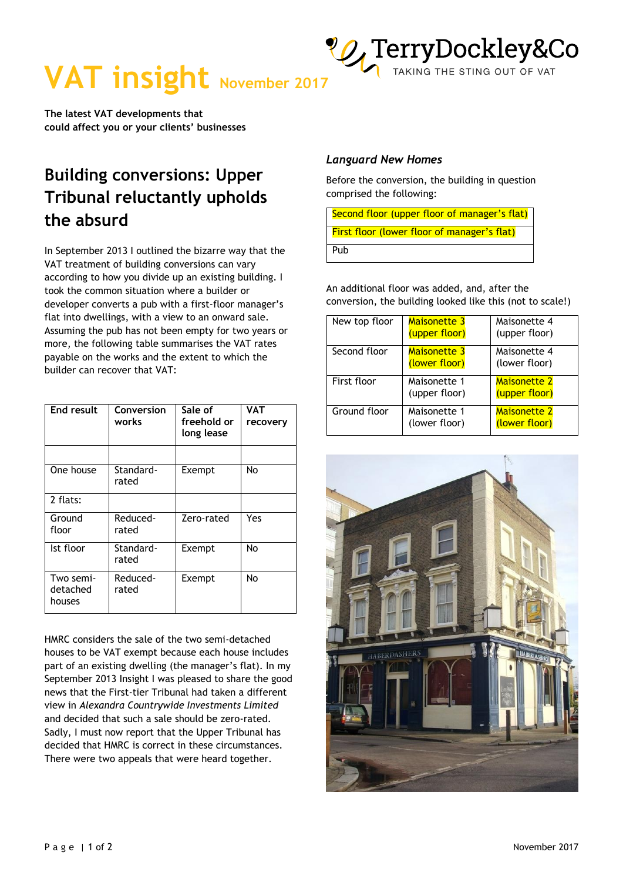# VAT insight November 2017

TerryDockley&Co — TAKING THE STING OUT OF VAT

**The latest VAT developments that could affect you or your clients' businesses**

## Building conversions: Upper Tribunal reluctantly upholds the absurd

In September 2013 I outlined the bizarre way that the VAT treatment of building conversions can vary according to how you divide up an existing building. I took the common situation where a builder or developer converts a pub with a first-floor manager's flat into dwellings, with a view to an onward sale. Assuming the pub has not been empty for two years or more, the following table summarises the VAT rates payable on the works and the extent to which the builder can recover that VAT:

| End result | Conversion works | Sale of freehold or long lease | VAT recovery |
|---|---|---|---|
| | | | |
| One house | Standard-rated | Exempt | No |
| 2 flats: | | | |
| Ground floor | Reduced-rated | Zero-rated | Yes |
| Ist floor | Standard-rated | Exempt | No |
| Two semi-detached houses | Reduced-rated | Exempt | No |

HMRC considers the sale of the two semi-detached houses to be VAT exempt because each house includes part of an existing dwelling (the manager's flat). In my September 2013 Insight I was pleased to share the good news that the First-tier Tribunal had taken a different view in *Alexandra Countrywide Investments Limited* and decided that such a sale should be zero-rated. Sadly, I must now report that the Upper Tribunal has decided that HMRC is correct in these circumstances. There were two appeals that were heard together.

### *Languard New Homes*

Before the conversion, the building in question comprised the following:

| |
|---|
| Second floor (upper floor of manager's flat) |
| First floor (lower floor of manager's flat) |
| Pub |

An additional floor was added, and, after the conversion, the building looked like this (not to scale!)

| | | |
|---|---|---|
| New top floor | Maisonette 3 (upper floor) | Maisonette 4 (upper floor) |
| Second floor | Maisonette 3 (lower floor) | Maisonette 4 (lower floor) |
| First floor | Maisonette 1 (upper floor) | Maisonette 2 (upper floor) |
| Ground floor | Maisonette 1 (lower floor) | Maisonette 2 (lower floor) |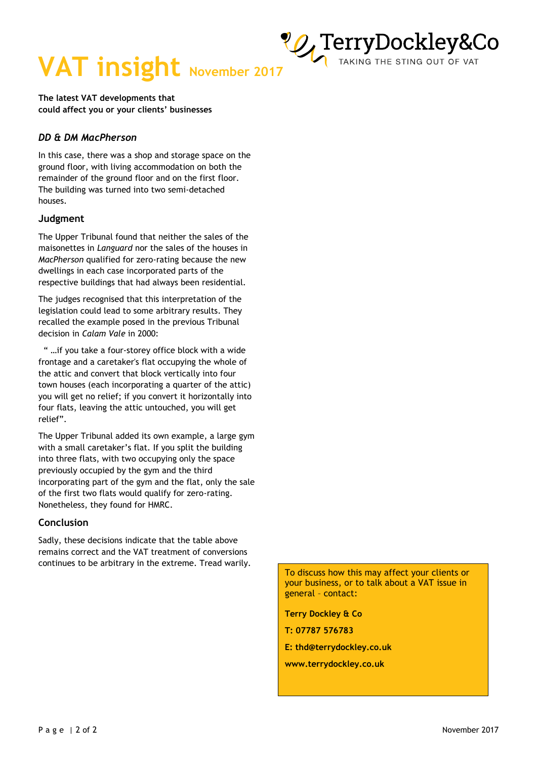# VAT insight November 2017

**The latest VAT developments that could affect you or your clients' businesses**

### *DD & DM MacPherson*

In this case, there was a shop and storage space on the ground floor, with living accommodation on both the remainder of the ground floor and on the first floor. The building was turned into two semi-detached houses.

### Judgment

The Upper Tribunal found that neither the sales of the maisonettes in *Languard* nor the sales of the houses in *MacPherson* qualified for zero-rating because the new dwellings in each case incorporated parts of the respective buildings that had always been residential.

The judges recognised that this interpretation of the legislation could lead to some arbitrary results. They recalled the example posed in the previous Tribunal decision in *Calam Vale* in 2000:

" …if you take a four-storey office block with a wide frontage and a caretaker's flat occupying the whole of the attic and convert that block vertically into four town houses (each incorporating a quarter of the attic) you will get no relief; if you convert it horizontally into four flats, leaving the attic untouched, you will get relief".

The Upper Tribunal added its own example, a large gym with a small caretaker's flat. If you split the building into three flats, with two occupying only the space previously occupied by the gym and the third incorporating part of the gym and the flat, only the sale of the first two flats would qualify for zero-rating. Nonetheless, they found for HMRC.

### Conclusion

Sadly, these decisions indicate that the table above remains correct and the VAT treatment of conversions continues to be arbitrary in the extreme. Tread warily.

To discuss how this may affect your clients or your business, or to talk about a VAT issue in general – contact:

**Terry Dockley & Co**

**T: 07787 576783**

**E: thd@terrydockley.co.uk**

**www.terrydockley.co.uk**